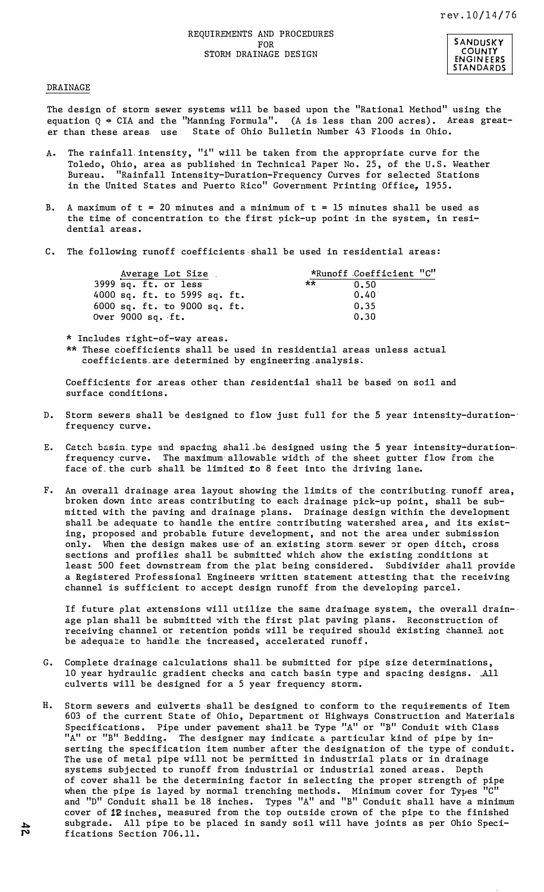rev.10/14/76

# REQUIREMENTS AND PROCEDURES FOR STORM DRAINAGE DESIGN

**SANDUSKY COUNTY ENGINEERS STANDARDS**

## DRAINAGE

The design of storm sewer systems will be based upon the "Rational Method" using the equation $Q = CIA$ and the "Manning Formula". (A is less than 200 acres). Areas greater than these areas use State of Ohio Bulletin Number 43 Floods in Ohio.

A. The rainfall intensity, "i" will be taken from the appropriate curve for the Toledo, Ohio, area as published in Technical Paper No. 25, of the U.S. Weather Bureau. "Rainfall Intensity-Duration-Frequency Curves for selected Stations in the United States and Puerto Rico" Government Printing Office, 1955.

B. A maximum of $t = 20$ minutes and a minimum of $t = 15$ minutes shall be used as the time of concentration to the first pick-up point in the system, in residential areas.

C. The following runoff coefficients shall be used in residential areas:

| Average Lot Size | *Runoff Coefficient "C" |
|---|---|
| 3999 sq. ft. or less | ** 0.50 |
| 4000 sq. ft. to 5999 sq. ft. | 0.40 |
| 6000 sq. ft. to 9000 sq. ft. | 0.35 |
| Over 9000 sq. ft. | 0.30 |

\* Includes right-of-way areas.

\*\* These coefficients shall be used in residential areas unless actual coefficients are determined by engineering analysis.

Coefficients for areas other than residential shall be based on soil and surface conditions.

D. Storm sewers shall be designed to flow just full for the 5 year intensity-duration-frequency curve.

E. Catch basin type and spacing shall be designed using the 5 year intensity-duration-frequency curve. The maximum allowable width of the sheet gutter flow from the face of the curb shall be limited to 8 feet into the driving lane.

F. An overall drainage area layout showing the limits of the contributing runoff area, broken down into areas contributing to each drainage pick-up point, shall be submitted with the paving and drainage plans. Drainage design within the development shall be adequate to handle the entire contributing watershed area, and its existing, proposed and probable future development, and not the area under submission only. When the design makes use of an existing storm sewer or open ditch, cross sections and profiles shall be submitted which show the existing conditions at least 500 feet downstream from the plat being considered. Subdivider shall provide a Registered Professional Engineers written statement attesting that the receiving channel is sufficient to accept design runoff from the developing parcel.

If future plat extensions will utilize the same drainage system, the overall drainage plan shall be submitted with the first plat paving plans. Reconstruction of receiving channel or retention ponds will be required should existing channel not be adequate to handle the increased, accelerated runoff.

G. Complete drainage calculations shall be submitted for pipe size determinations, 10 year hydraulic gradient checks and catch basin type and spacing designs. All culverts will be designed for a 5 year frequency storm.

H. Storm sewers and culverts shall be designed to conform to the requirements of Item 603 of the current State of Ohio, Department of Highways Construction and Materials Specifications. Pipe under pavement shall be Type "A" or "B" Conduit with Class "A" or "B" Bedding. The designer may indicate a particular kind of pipe by inserting the specification item number after the designation of the type of conduit. The use of metal pipe will not be permitted in industrial plats or in drainage systems subjected to runoff from industrial or industrial zoned areas. Depth of cover shall be the determining factor in selecting the proper strength of pipe when the pipe is layed by normal trenching methods. Minimum cover for Types "C" and "D" Conduit shall be 18 inches. Types "A" and "B" Conduit shall have a minimum cover of 12 inches, measured from the top outside crown of the pipe to the finished subgrade. All pipe to be placed in sandy soil will have joints as per Ohio Specifications Section 706.11.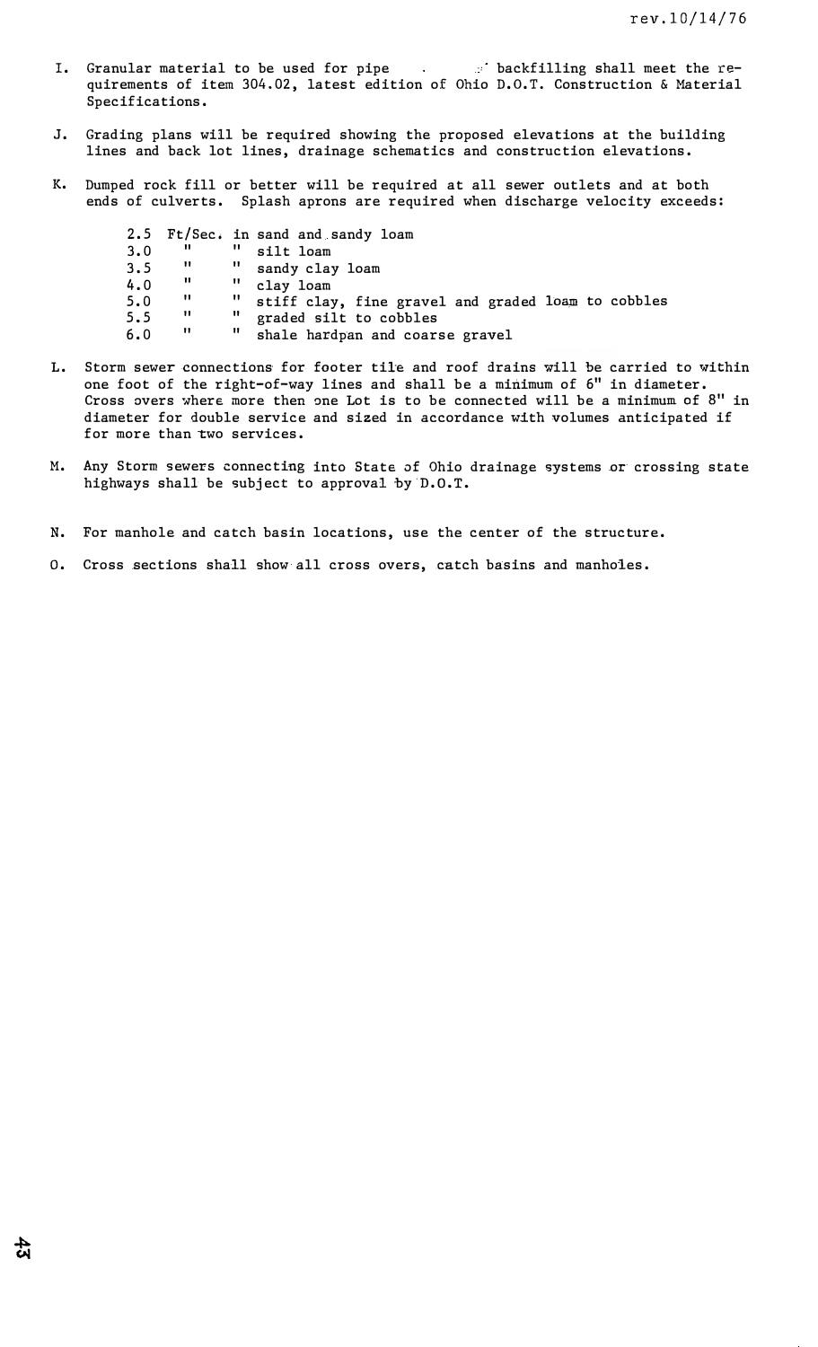I. Granular material to be used for pipe backfilling shall meet the requirements of item 304.02, latest edition of Ohio D.O.T. Construction & Material Specifications.

J. Grading plans will be required showing the proposed elevations at the building lines and back lot lines, drainage schematics and construction elevations.

K. Dumped rock fill or better will be required at all sewer outlets and at both ends of culverts. Splash aprons are required when discharge velocity exceeds:

| | | | |
|---|---|---|---|
| 2.5 | Ft/Sec. | in | sand and sandy loam |
| 3.0 | " | " | silt loam |
| 3.5 | " | " | sandy clay loam |
| 4.0 | " | " | clay loam |
| 5.0 | " | " | stiff clay, fine gravel and graded loam to cobbles |
| 5.5 | " | " | graded silt to cobbles |
| 6.0 | " | " | shale hardpan and coarse gravel |

L. Storm sewer connections for footer tile and roof drains will be carried to within one foot of the right-of-way lines and shall be a minimum of 6" in diameter. Cross overs where more then one Lot is to be connected will be a minimum of 8" in diameter for double service and sized in accordance with volumes anticipated if for more than two services.

M. Any Storm sewers connecting into State of Ohio drainage systems or crossing state highways shall be subject to approval by D.O.T.

N. For manhole and catch basin locations, use the center of the structure.

O. Cross sections shall show all cross overs, catch basins and manholes.